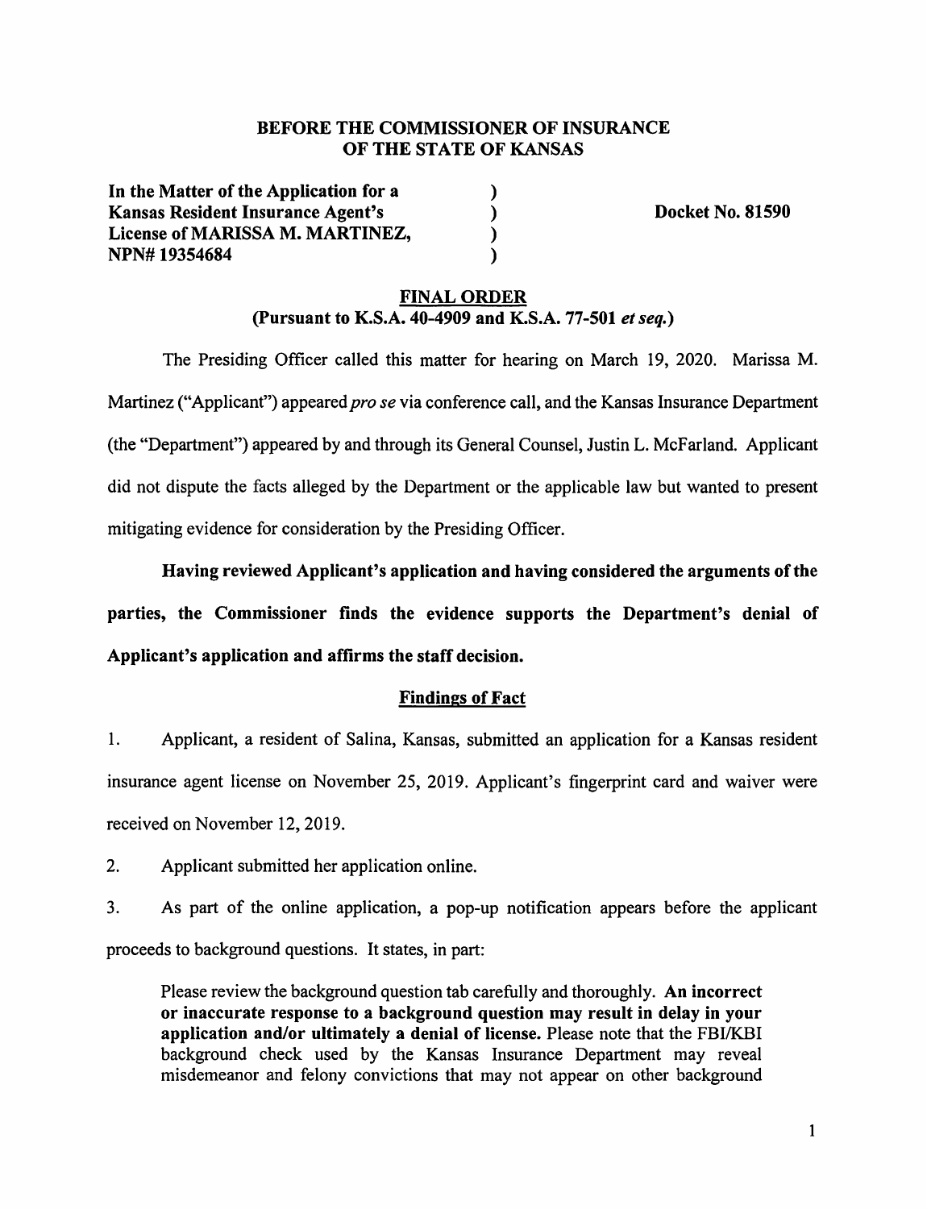**BEFORE THE COMMISSIONER OF INSURANCE**
**OF THE STATE OF KANSAS**

| | | |
|---|---|---|
| **In the Matter of the Application for a Kansas Resident Insurance Agent's License of MARISSA M. MARTINEZ, NPN# 19354684** | ) ) ) ) | **Docket No. 81590** |

**FINAL ORDER**
**(Pursuant to K.S.A. 40-4909 and K.S.A. 77-501 *et seq.*)**

The Presiding Officer called this matter for hearing on March 19, 2020. Marissa M. Martinez ("Applicant") appeared *pro se* via conference call, and the Kansas Insurance Department (the "Department") appeared by and through its General Counsel, Justin L. McFarland. Applicant did not dispute the facts alleged by the Department or the applicable law but wanted to present mitigating evidence for consideration by the Presiding Officer.

**Having reviewed Applicant's application and having considered the arguments of the parties, the Commissioner finds the evidence supports the Department's denial of Applicant's application and affirms the staff decision.**

## Findings of Fact

1. Applicant, a resident of Salina, Kansas, submitted an application for a Kansas resident insurance agent license on November 25, 2019. Applicant's fingerprint card and waiver were received on November 12, 2019.

2. Applicant submitted her application online.

3. As part of the online application, a pop-up notification appears before the applicant proceeds to background questions. It states, in part:

> Please review the background question tab carefully and thoroughly. **An incorrect or inaccurate response to a background question may result in delay in your application and/or ultimately a denial of license.** Please note that the FBI/KBI background check used by the Kansas Insurance Department may reveal misdemeanor and felony convictions that may not appear on other background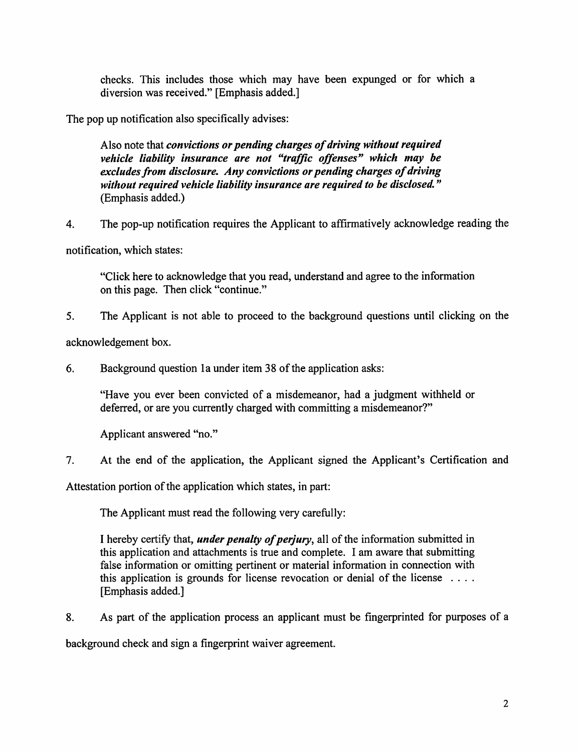> checks. This includes those which may have been expunged or for which a diversion was received." [Emphasis added.]

The pop up notification also specifically advises:

> Also note that ***convictions or pending charges of driving without required vehicle liability insurance are not "traffic offenses" which may be excludes from disclosure. Any convictions or pending charges of driving without required vehicle liability insurance are required to be disclosed."*** (Emphasis added.)

4. The pop-up notification requires the Applicant to affirmatively acknowledge reading the notification, which states:

> "Click here to acknowledge that you read, understand and agree to the information on this page. Then click "continue."

5. The Applicant is not able to proceed to the background questions until clicking on the acknowledgement box.

6. Background question 1a under item 38 of the application asks:

> "Have you ever been convicted of a misdemeanor, had a judgment withheld or deferred, or are you currently charged with committing a misdemeanor?"
>
> Applicant answered "no."

7. At the end of the application, the Applicant signed the Applicant's Certification and Attestation portion of the application which states, in part:

> The Applicant must read the following very carefully:
>
> I hereby certify that, ***under penalty of perjury***, all of the information submitted in this application and attachments is true and complete. I am aware that submitting false information or omitting pertinent or material information in connection with this application is grounds for license revocation or denial of the license . . . . [Emphasis added.]

8. As part of the application process an applicant must be fingerprinted for purposes of a background check and sign a fingerprint waiver agreement.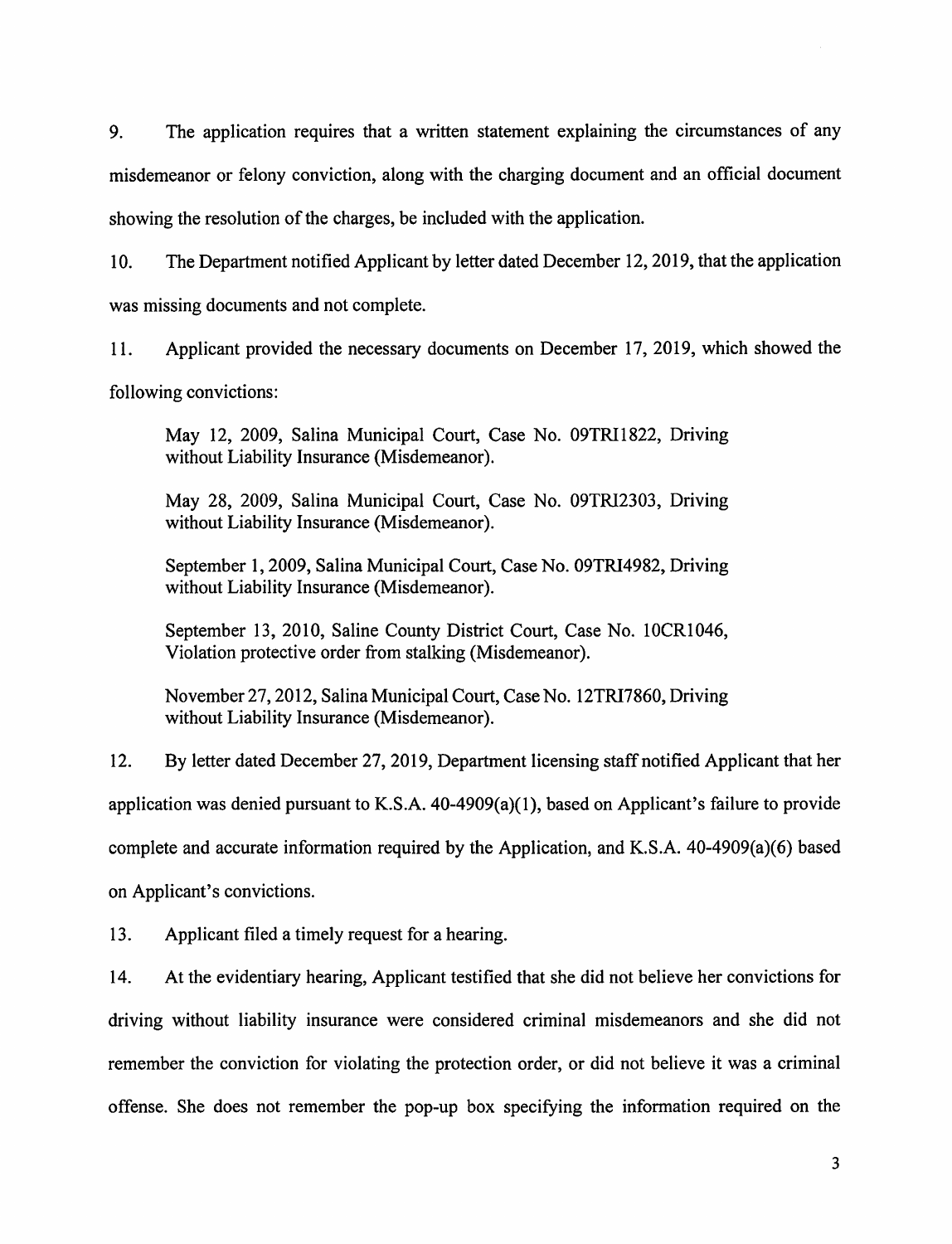9. The application requires that a written statement explaining the circumstances of any misdemeanor or felony conviction, along with the charging document and an official document showing the resolution of the charges, be included with the application.

10. The Department notified Applicant by letter dated December 12, 2019, that the application was missing documents and not complete.

11. Applicant provided the necessary documents on December 17, 2019, which showed the following convictions:

> May 12, 2009, Salina Municipal Court, Case No. 09TRI1822, Driving without Liability Insurance (Misdemeanor).
>
> May 28, 2009, Salina Municipal Court, Case No. 09TRI2303, Driving without Liability Insurance (Misdemeanor).
>
> September 1, 2009, Salina Municipal Court, Case No. 09TRI4982, Driving without Liability Insurance (Misdemeanor).
>
> September 13, 2010, Saline County District Court, Case No. 10CR1046, Violation protective order from stalking (Misdemeanor).
>
> November 27, 2012, Salina Municipal Court, Case No. 12TRI7860, Driving without Liability Insurance (Misdemeanor).

12. By letter dated December 27, 2019, Department licensing staff notified Applicant that her application was denied pursuant to K.S.A. 40-4909(a)(1), based on Applicant's failure to provide complete and accurate information required by the Application, and K.S.A. 40-4909(a)(6) based on Applicant's convictions.

13. Applicant filed a timely request for a hearing.

14. At the evidentiary hearing, Applicant testified that she did not believe her convictions for driving without liability insurance were considered criminal misdemeanors and she did not remember the conviction for violating the protection order, or did not believe it was a criminal offense. She does not remember the pop-up box specifying the information required on the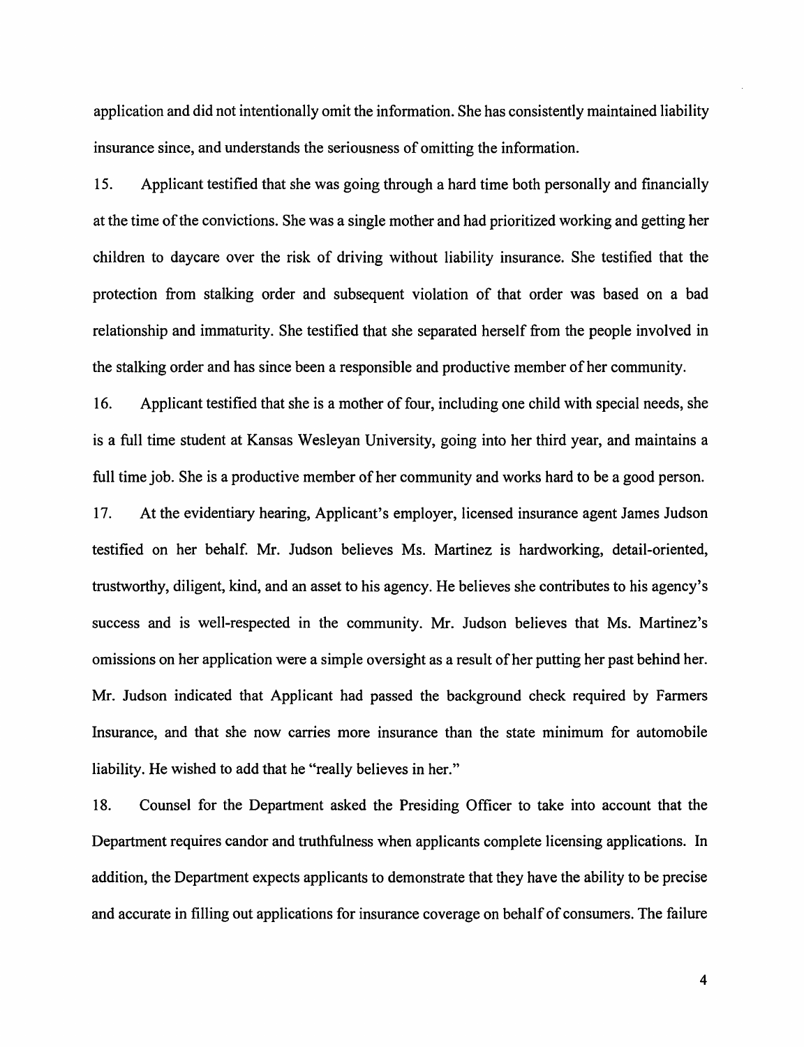application and did not intentionally omit the information. She has consistently maintained liability insurance since, and understands the seriousness of omitting the information.

15. Applicant testified that she was going through a hard time both personally and financially at the time of the convictions. She was a single mother and had prioritized working and getting her children to daycare over the risk of driving without liability insurance. She testified that the protection from stalking order and subsequent violation of that order was based on a bad relationship and immaturity. She testified that she separated herself from the people involved in the stalking order and has since been a responsible and productive member of her community.

16. Applicant testified that she is a mother of four, including one child with special needs, she is a full time student at Kansas Wesleyan University, going into her third year, and maintains a full time job. She is a productive member of her community and works hard to be a good person.

17. At the evidentiary hearing, Applicant's employer, licensed insurance agent James Judson testified on her behalf. Mr. Judson believes Ms. Martinez is hardworking, detail-oriented, trustworthy, diligent, kind, and an asset to his agency. He believes she contributes to his agency's success and is well-respected in the community. Mr. Judson believes that Ms. Martinez's omissions on her application were a simple oversight as a result of her putting her past behind her. Mr. Judson indicated that Applicant had passed the background check required by Farmers Insurance, and that she now carries more insurance than the state minimum for automobile liability. He wished to add that he "really believes in her."

18. Counsel for the Department asked the Presiding Officer to take into account that the Department requires candor and truthfulness when applicants complete licensing applications. In addition, the Department expects applicants to demonstrate that they have the ability to be precise and accurate in filling out applications for insurance coverage on behalf of consumers. The failure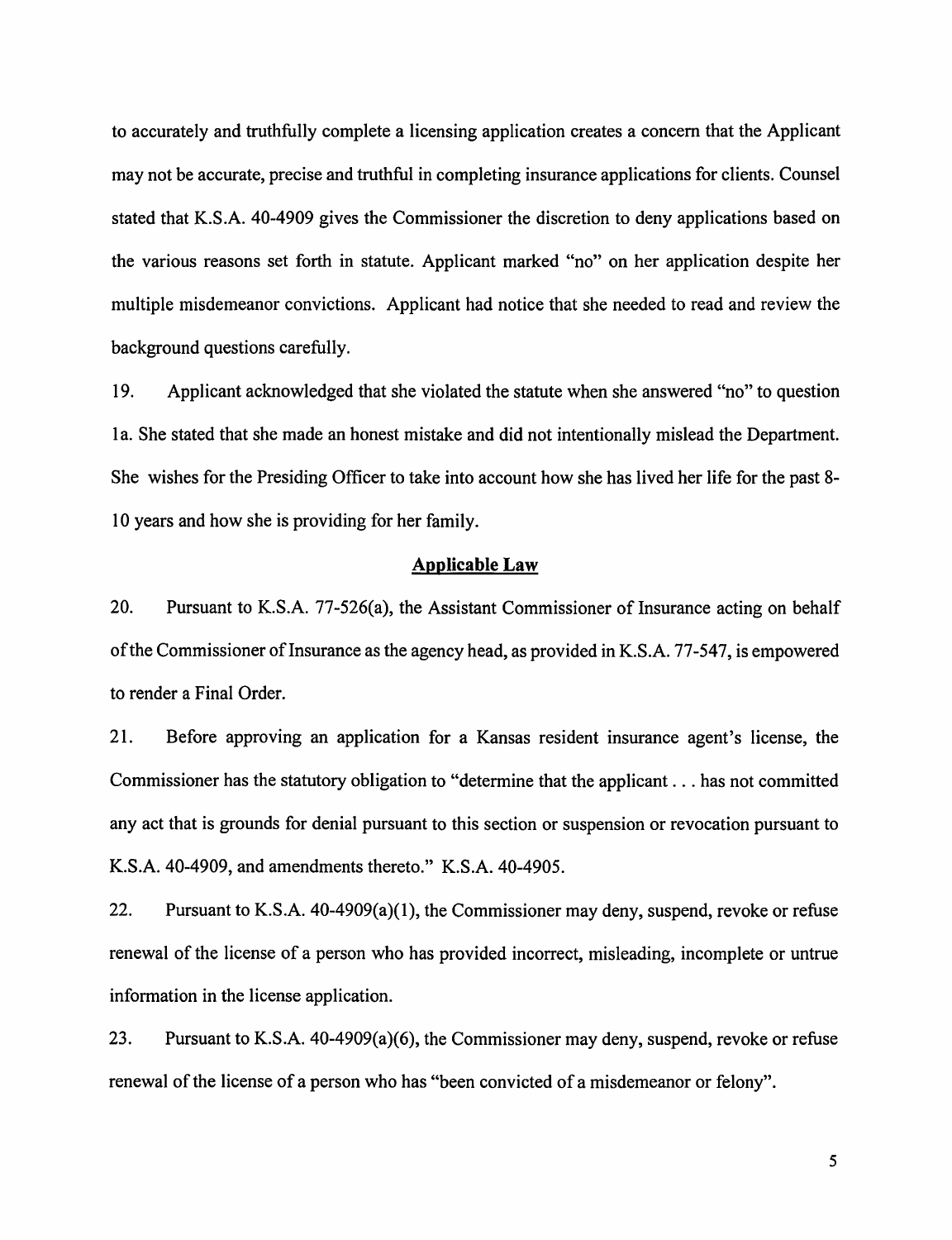to accurately and truthfully complete a licensing application creates a concern that the Applicant may not be accurate, precise and truthful in completing insurance applications for clients. Counsel stated that K.S.A. 40-4909 gives the Commissioner the discretion to deny applications based on the various reasons set forth in statute. Applicant marked "no" on her application despite her multiple misdemeanor convictions. Applicant had notice that she needed to read and review the background questions carefully.

19. Applicant acknowledged that she violated the statute when she answered "no" to question 1a. She stated that she made an honest mistake and did not intentionally mislead the Department. She wishes for the Presiding Officer to take into account how she has lived her life for the past 8-10 years and how she is providing for her family.

## Applicable Law

20. Pursuant to K.S.A. 77-526(a), the Assistant Commissioner of Insurance acting on behalf of the Commissioner of Insurance as the agency head, as provided in K.S.A. 77-547, is empowered to render a Final Order.

21. Before approving an application for a Kansas resident insurance agent's license, the Commissioner has the statutory obligation to "determine that the applicant . . . has not committed any act that is grounds for denial pursuant to this section or suspension or revocation pursuant to K.S.A. 40-4909, and amendments thereto." K.S.A. 40-4905.

22. Pursuant to K.S.A. 40-4909(a)(1), the Commissioner may deny, suspend, revoke or refuse renewal of the license of a person who has provided incorrect, misleading, incomplete or untrue information in the license application.

23. Pursuant to K.S.A. 40-4909(a)(6), the Commissioner may deny, suspend, revoke or refuse renewal of the license of a person who has "been convicted of a misdemeanor or felony".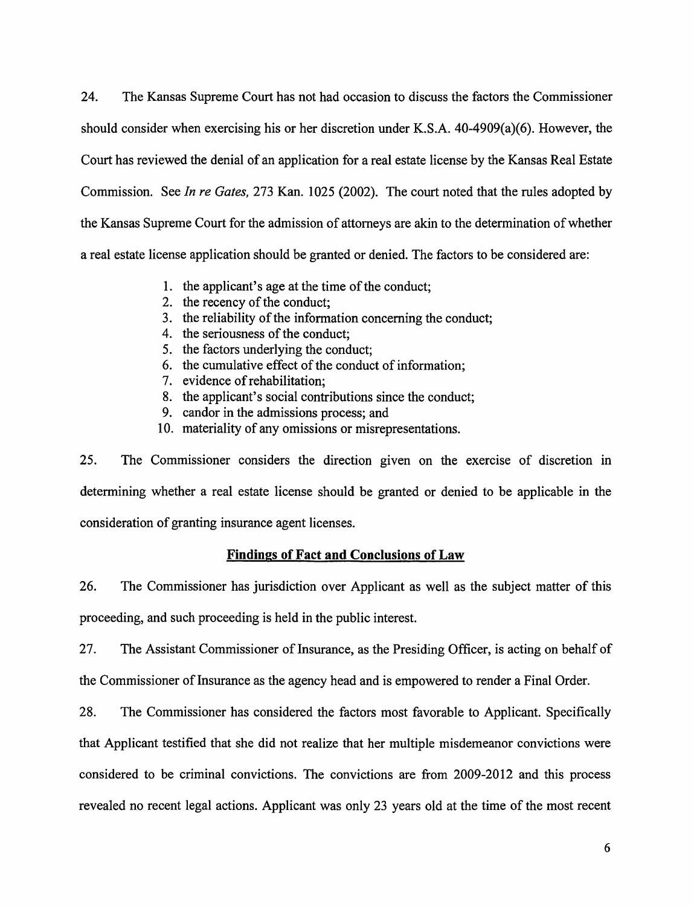24. The Kansas Supreme Court has not had occasion to discuss the factors the Commissioner should consider when exercising his or her discretion under K.S.A. 40-4909(a)(6). However, the Court has reviewed the denial of an application for a real estate license by the Kansas Real Estate Commission. See *In re Gates,* 273 Kan. 1025 (2002). The court noted that the rules adopted by the Kansas Supreme Court for the admission of attorneys are akin to the determination of whether a real estate license application should be granted or denied. The factors to be considered are:

1. the applicant's age at the time of the conduct;
2. the recency of the conduct;
3. the reliability of the information concerning the conduct;
4. the seriousness of the conduct;
5. the factors underlying the conduct;
6. the cumulative effect of the conduct of information;
7. evidence of rehabilitation;
8. the applicant's social contributions since the conduct;
9. candor in the admissions process; and
10. materiality of any omissions or misrepresentations.

25. The Commissioner considers the direction given on the exercise of discretion in determining whether a real estate license should be granted or denied to be applicable in the consideration of granting insurance agent licenses.

## Findings of Fact and Conclusions of Law

26. The Commissioner has jurisdiction over Applicant as well as the subject matter of this proceeding, and such proceeding is held in the public interest.

27. The Assistant Commissioner of Insurance, as the Presiding Officer, is acting on behalf of the Commissioner of Insurance as the agency head and is empowered to render a Final Order.

28. The Commissioner has considered the factors most favorable to Applicant. Specifically that Applicant testified that she did not realize that her multiple misdemeanor convictions were considered to be criminal convictions. The convictions are from 2009-2012 and this process revealed no recent legal actions. Applicant was only 23 years old at the time of the most recent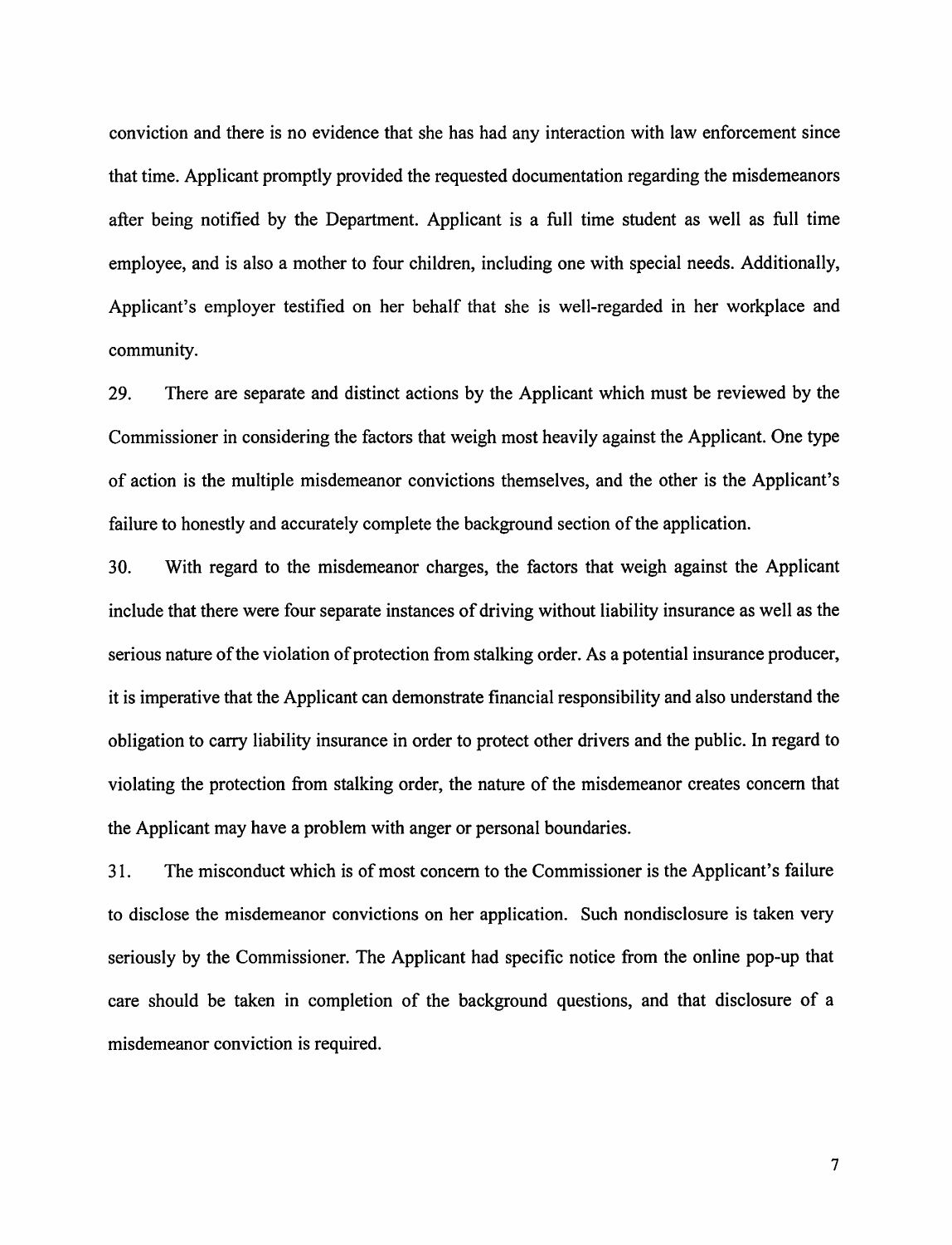conviction and there is no evidence that she has had any interaction with law enforcement since that time. Applicant promptly provided the requested documentation regarding the misdemeanors after being notified by the Department. Applicant is a full time student as well as full time employee, and is also a mother to four children, including one with special needs. Additionally, Applicant's employer testified on her behalf that she is well-regarded in her workplace and community.

29. There are separate and distinct actions by the Applicant which must be reviewed by the Commissioner in considering the factors that weigh most heavily against the Applicant. One type of action is the multiple misdemeanor convictions themselves, and the other is the Applicant's failure to honestly and accurately complete the background section of the application.

30. With regard to the misdemeanor charges, the factors that weigh against the Applicant include that there were four separate instances of driving without liability insurance as well as the serious nature of the violation of protection from stalking order. As a potential insurance producer, it is imperative that the Applicant can demonstrate financial responsibility and also understand the obligation to carry liability insurance in order to protect other drivers and the public. In regard to violating the protection from stalking order, the nature of the misdemeanor creates concern that the Applicant may have a problem with anger or personal boundaries.

31. The misconduct which is of most concern to the Commissioner is the Applicant's failure to disclose the misdemeanor convictions on her application. Such nondisclosure is taken very seriously by the Commissioner. The Applicant had specific notice from the online pop-up that care should be taken in completion of the background questions, and that disclosure of a misdemeanor conviction is required.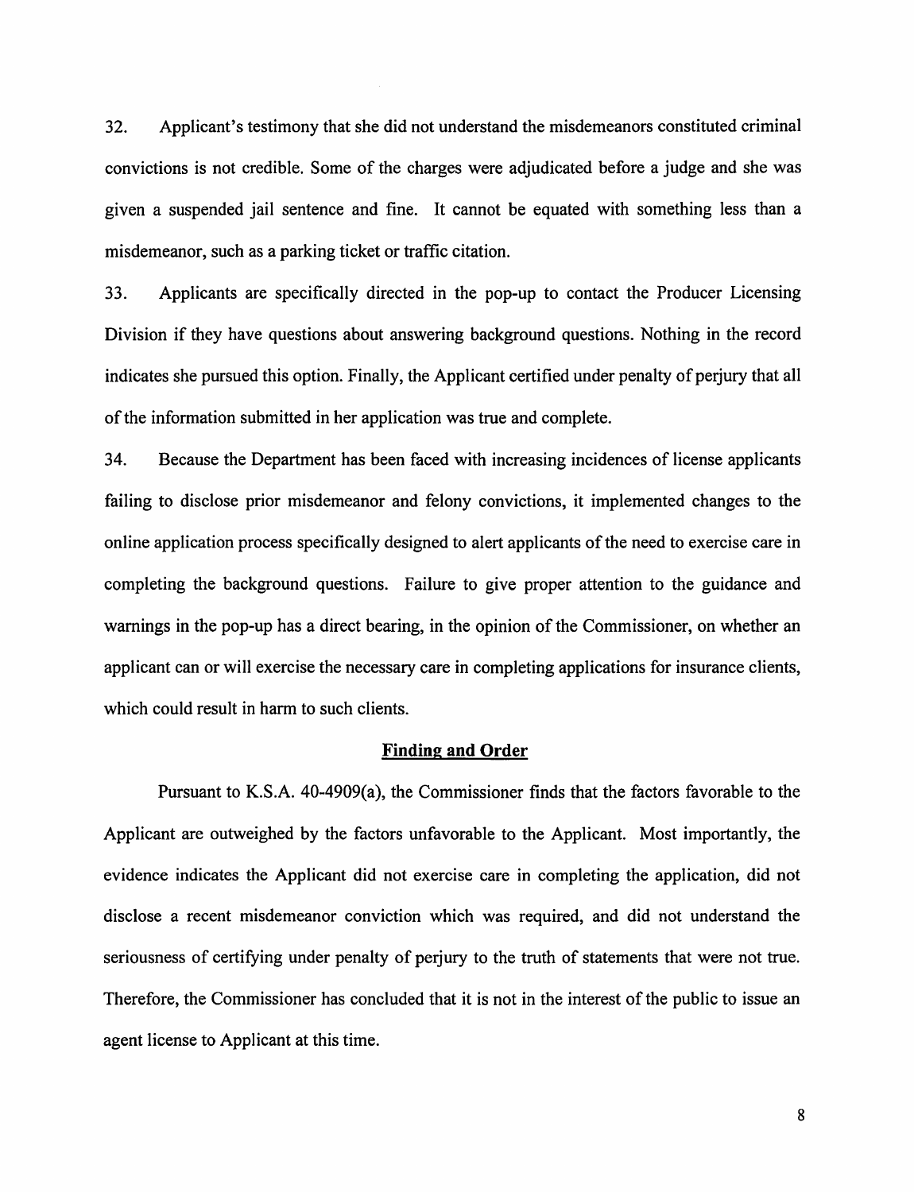32. Applicant's testimony that she did not understand the misdemeanors constituted criminal convictions is not credible. Some of the charges were adjudicated before a judge and she was given a suspended jail sentence and fine. It cannot be equated with something less than a misdemeanor, such as a parking ticket or traffic citation.

33. Applicants are specifically directed in the pop-up to contact the Producer Licensing Division if they have questions about answering background questions. Nothing in the record indicates she pursued this option. Finally, the Applicant certified under penalty of perjury that all of the information submitted in her application was true and complete.

34. Because the Department has been faced with increasing incidences of license applicants failing to disclose prior misdemeanor and felony convictions, it implemented changes to the online application process specifically designed to alert applicants of the need to exercise care in completing the background questions. Failure to give proper attention to the guidance and warnings in the pop-up has a direct bearing, in the opinion of the Commissioner, on whether an applicant can or will exercise the necessary care in completing applications for insurance clients, which could result in harm to such clients.

## Finding and Order

Pursuant to K.S.A. 40-4909(a), the Commissioner finds that the factors favorable to the Applicant are outweighed by the factors unfavorable to the Applicant. Most importantly, the evidence indicates the Applicant did not exercise care in completing the application, did not disclose a recent misdemeanor conviction which was required, and did not understand the seriousness of certifying under penalty of perjury to the truth of statements that were not true. Therefore, the Commissioner has concluded that it is not in the interest of the public to issue an agent license to Applicant at this time.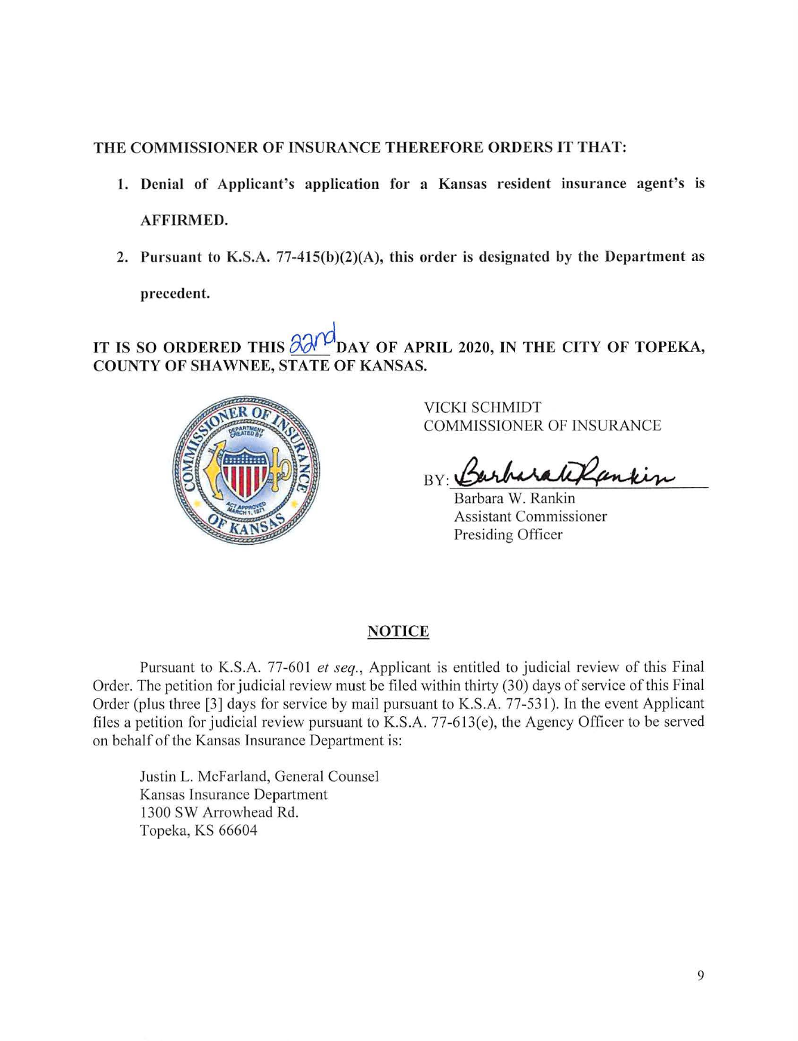**THE COMMISSIONER OF INSURANCE THEREFORE ORDERS IT THAT:**

1. **Denial of Applicant's application for a Kansas resident insurance agent's is AFFIRMED.**
2. **Pursuant to K.S.A. 77-415(b)(2)(A), this order is designated by the Department as precedent.**

**IT IS SO ORDERED THIS 22nd DAY OF APRIL 2020, IN THE CITY OF TOPEKA, COUNTY OF SHAWNEE, STATE OF KANSAS.**

VICKI SCHMIDT
COMMISSIONER OF INSURANCE

BY: Barbara W. Rankin
Barbara W. Rankin
Assistant Commissioner
Presiding Officer

## NOTICE

Pursuant to K.S.A. 77-601 *et seq.*, Applicant is entitled to judicial review of this Final Order. The petition for judicial review must be filed within thirty (30) days of service of this Final Order (plus three [3] days for service by mail pursuant to K.S.A. 77-531). In the event Applicant files a petition for judicial review pursuant to K.S.A. 77-613(e), the Agency Officer to be served on behalf of the Kansas Insurance Department is:

Justin L. McFarland, General Counsel
Kansas Insurance Department
1300 SW Arrowhead Rd.
Topeka, KS 66604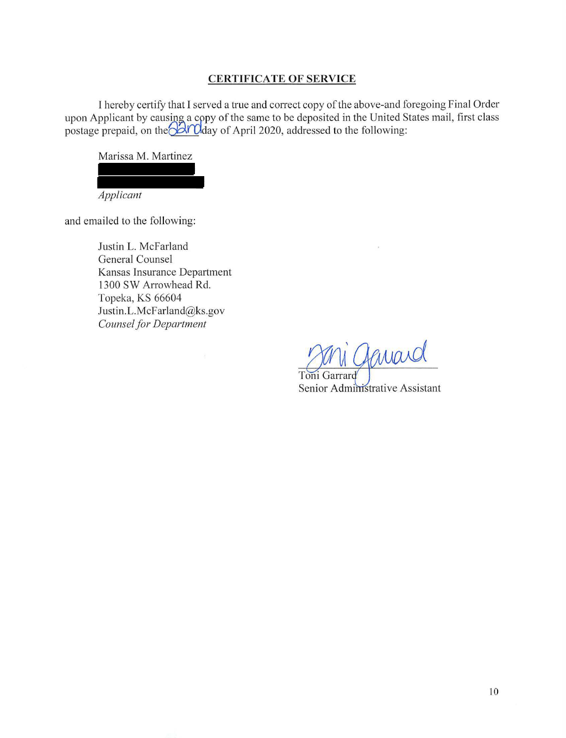## CERTIFICATE OF SERVICE

I hereby certify that I served a true and correct copy of the above-and foregoing Final Order upon Applicant by causing a copy of the same to be deposited in the United States mail, first class postage prepaid, on the 22nd day of April 2020, addressed to the following:

Marissa M. Martinez
[REDACTED]
[REDACTED]
*Applicant*

and emailed to the following:

Justin L. McFarland
General Counsel
Kansas Insurance Department
1300 SW Arrowhead Rd.
Topeka, KS 66604
Justin.L.McFarland@ks.gov
*Counsel for Department*

Toni Garrard
Senior Administrative Assistant